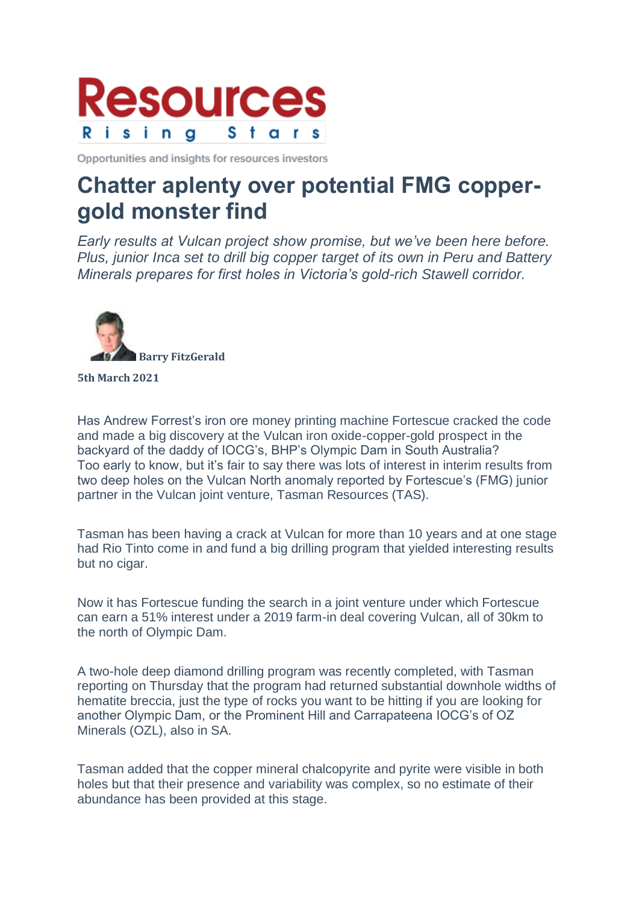Resources Rising Stars

Opportunities and insights for resources investors

# Chatter aplenty over potential FMG copper-gold monster find

*Early results at Vulcan project show promise, but we've been here before. Plus, junior Inca set to drill big copper target of its own in Peru and Battery Minerals prepares for first holes in Victoria's gold-rich Stawell corridor.*

**Barry FitzGerald**

**5th March 2021**

Has Andrew Forrest's iron ore money printing machine Fortescue cracked the code and made a big discovery at the Vulcan iron oxide-copper-gold prospect in the backyard of the daddy of IOCG's, BHP's Olympic Dam in South Australia? Too early to know, but it's fair to say there was lots of interest in interim results from two deep holes on the Vulcan North anomaly reported by Fortescue's (FMG) junior partner in the Vulcan joint venture, Tasman Resources (TAS).

Tasman has been having a crack at Vulcan for more than 10 years and at one stage had Rio Tinto come in and fund a big drilling program that yielded interesting results but no cigar.

Now it has Fortescue funding the search in a joint venture under which Fortescue can earn a 51% interest under a 2019 farm-in deal covering Vulcan, all of 30km to the north of Olympic Dam.

A two-hole deep diamond drilling program was recently completed, with Tasman reporting on Thursday that the program had returned substantial downhole widths of hematite breccia, just the type of rocks you want to be hitting if you are looking for another Olympic Dam, or the Prominent Hill and Carrapateena IOCG's of OZ Minerals (OZL), also in SA.

Tasman added that the copper mineral chalcopyrite and pyrite were visible in both holes but that their presence and variability was complex, so no estimate of their abundance has been provided at this stage.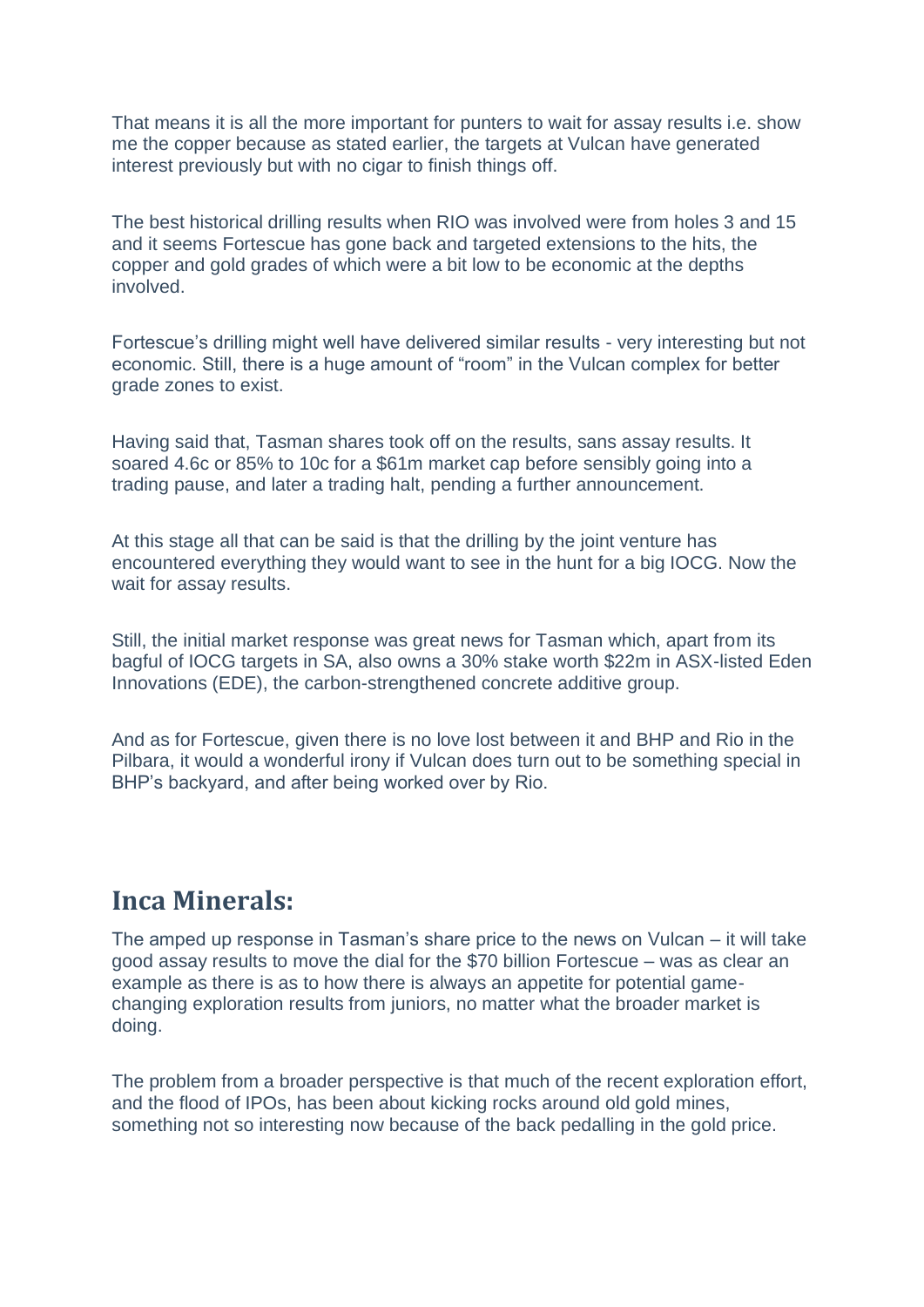That means it is all the more important for punters to wait for assay results i.e. show me the copper because as stated earlier, the targets at Vulcan have generated interest previously but with no cigar to finish things off.

The best historical drilling results when RIO was involved were from holes 3 and 15 and it seems Fortescue has gone back and targeted extensions to the hits, the copper and gold grades of which were a bit low to be economic at the depths involved.

Fortescue's drilling might well have delivered similar results - very interesting but not economic. Still, there is a huge amount of "room" in the Vulcan complex for better grade zones to exist.

Having said that, Tasman shares took off on the results, sans assay results. It soared 4.6c or 85% to 10c for a $61m market cap before sensibly going into a trading pause, and later a trading halt, pending a further announcement.

At this stage all that can be said is that the drilling by the joint venture has encountered everything they would want to see in the hunt for a big IOCG. Now the wait for assay results.

Still, the initial market response was great news for Tasman which, apart from its bagful of IOCG targets in SA, also owns a 30% stake worth $22m in ASX-listed Eden Innovations (EDE), the carbon-strengthened concrete additive group.

And as for Fortescue, given there is no love lost between it and BHP and Rio in the Pilbara, it would a wonderful irony if Vulcan does turn out to be something special in BHP's backyard, and after being worked over by Rio.

## Inca Minerals:

The amped up response in Tasman's share price to the news on Vulcan – it will take good assay results to move the dial for the $70 billion Fortescue – was as clear an example as there is as to how there is always an appetite for potential game-changing exploration results from juniors, no matter what the broader market is doing.

The problem from a broader perspective is that much of the recent exploration effort, and the flood of IPOs, has been about kicking rocks around old gold mines, something not so interesting now because of the back pedalling in the gold price.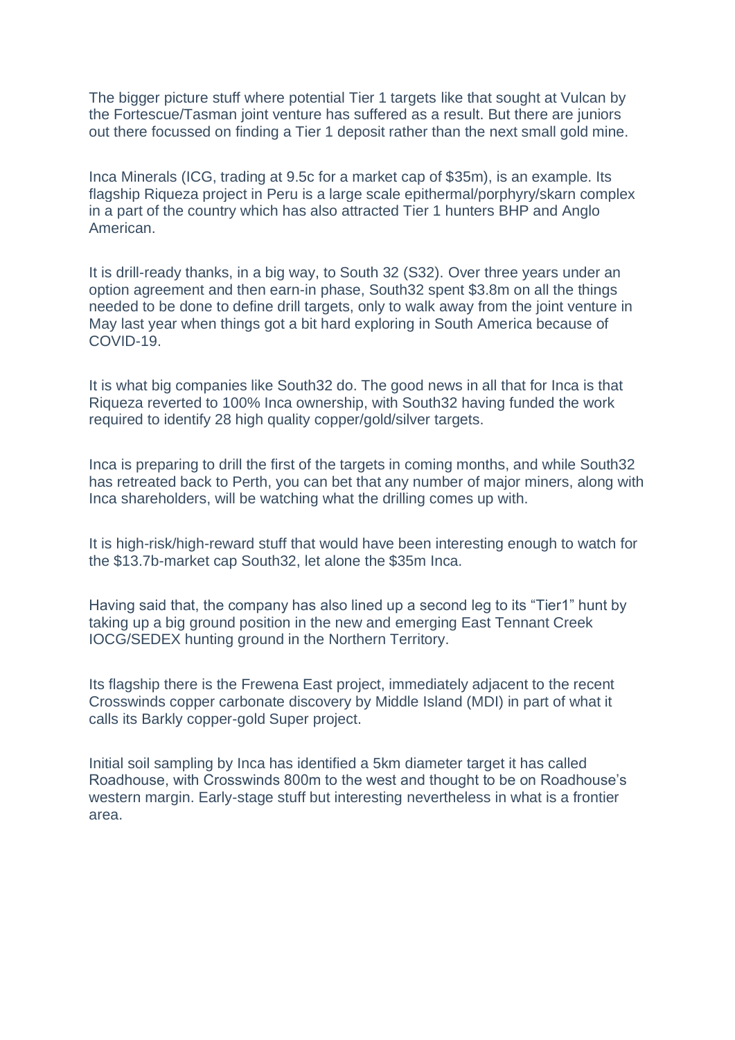The bigger picture stuff where potential Tier 1 targets like that sought at Vulcan by the Fortescue/Tasman joint venture has suffered as a result. But there are juniors out there focussed on finding a Tier 1 deposit rather than the next small gold mine.

Inca Minerals (ICG, trading at 9.5c for a market cap of $35m), is an example. Its flagship Riqueza project in Peru is a large scale epithermal/porphyry/skarn complex in a part of the country which has also attracted Tier 1 hunters BHP and Anglo American.

It is drill-ready thanks, in a big way, to South 32 (S32). Over three years under an option agreement and then earn-in phase, South32 spent $3.8m on all the things needed to be done to define drill targets, only to walk away from the joint venture in May last year when things got a bit hard exploring in South America because of COVID-19.

It is what big companies like South32 do. The good news in all that for Inca is that Riqueza reverted to 100% Inca ownership, with South32 having funded the work required to identify 28 high quality copper/gold/silver targets.

Inca is preparing to drill the first of the targets in coming months, and while South32 has retreated back to Perth, you can bet that any number of major miners, along with Inca shareholders, will be watching what the drilling comes up with.

It is high-risk/high-reward stuff that would have been interesting enough to watch for the $13.7b-market cap South32, let alone the $35m Inca.

Having said that, the company has also lined up a second leg to its "Tier1" hunt by taking up a big ground position in the new and emerging East Tennant Creek IOCG/SEDEX hunting ground in the Northern Territory.

Its flagship there is the Frewena East project, immediately adjacent to the recent Crosswinds copper carbonate discovery by Middle Island (MDI) in part of what it calls its Barkly copper-gold Super project.

Initial soil sampling by Inca has identified a 5km diameter target it has called Roadhouse, with Crosswinds 800m to the west and thought to be on Roadhouse's western margin. Early-stage stuff but interesting nevertheless in what is a frontier area.